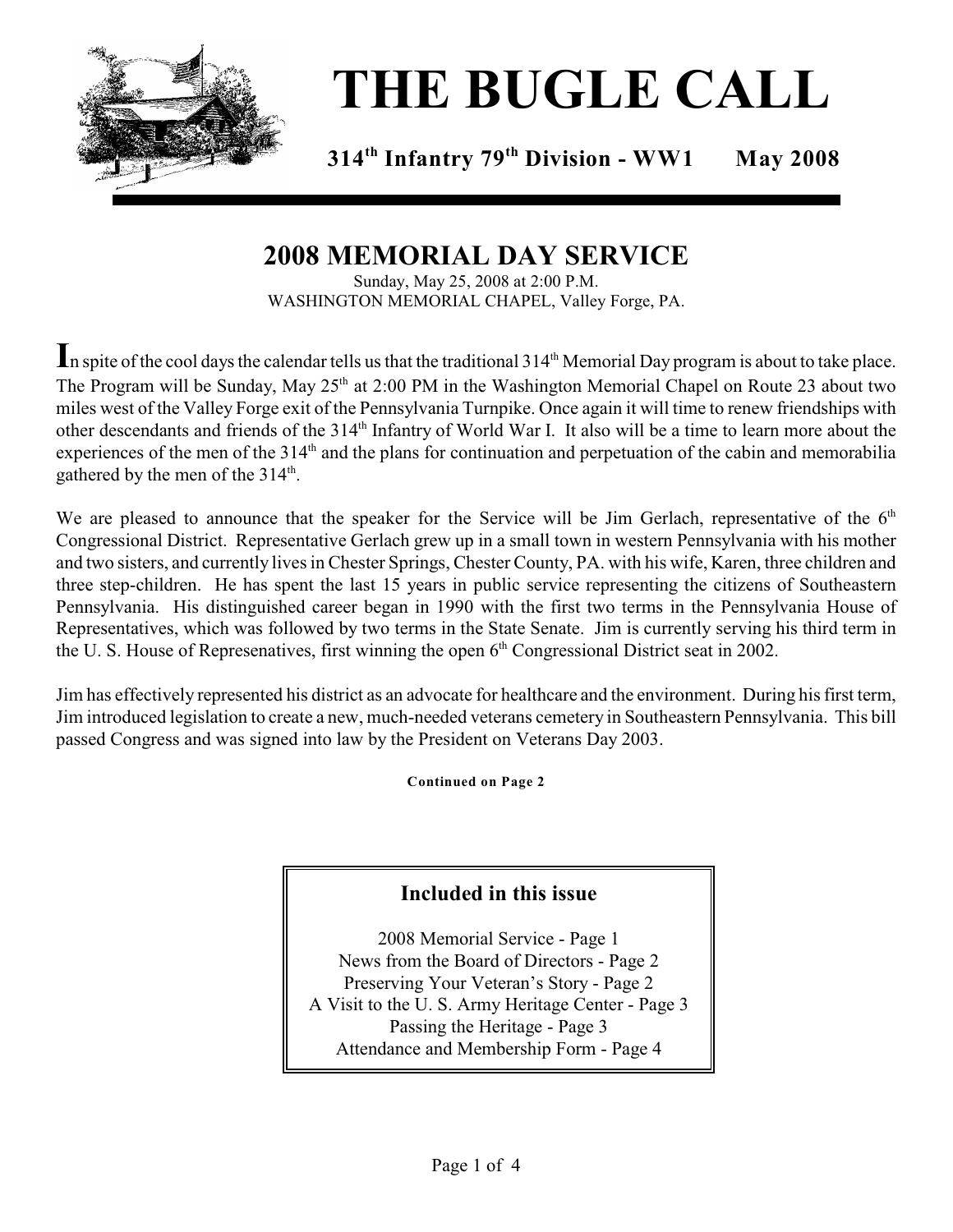# THE BUGLE CALL

**314th Infantry 79th Division - WW1 May 2008**

## 2008 MEMORIAL DAY SERVICE

Sunday, May 25, 2008 at 2:00 P.M.
WASHINGTON MEMORIAL CHAPEL, Valley Forge, PA.

In spite of the cool days the calendar tells us that the traditional 314th Memorial Day program is about to take place. The Program will be Sunday, May 25th at 2:00 PM in the Washington Memorial Chapel on Route 23 about two miles west of the Valley Forge exit of the Pennsylvania Turnpike. Once again it will time to renew friendships with other descendants and friends of the 314th Infantry of World War I. It also will be a time to learn more about the experiences of the men of the 314th and the plans for continuation and perpetuation of the cabin and memorabilia gathered by the men of the 314th.

We are pleased to announce that the speaker for the Service will be Jim Gerlach, representative of the 6th Congressional District. Representative Gerlach grew up in a small town in western Pennsylvania with his mother and two sisters, and currently lives in Chester Springs, Chester County, PA. with his wife, Karen, three children and three step-children. He has spent the last 15 years in public service representing the citizens of Southeastern Pennsylvania. His distinguished career began in 1990 with the first two terms in the Pennsylvania House of Representatives, which was followed by two terms in the State Senate. Jim is currently serving his third term in the U. S. House of Represenatives, first winning the open 6th Congressional District seat in 2002.

Jim has effectively represented his district as an advocate for healthcare and the environment. During his first term, Jim introduced legislation to create a new, much-needed veterans cemetery in Southeastern Pennsylvania. This bill passed Congress and was signed into law by the President on Veterans Day 2003.

**Continued on Page 2**

### Included in this issue

2008 Memorial Service - Page 1
News from the Board of Directors - Page 2
Preserving Your Veteran's Story - Page 2
A Visit to the U. S. Army Heritage Center - Page 3
Passing the Heritage - Page 3
Attendance and Membership Form - Page 4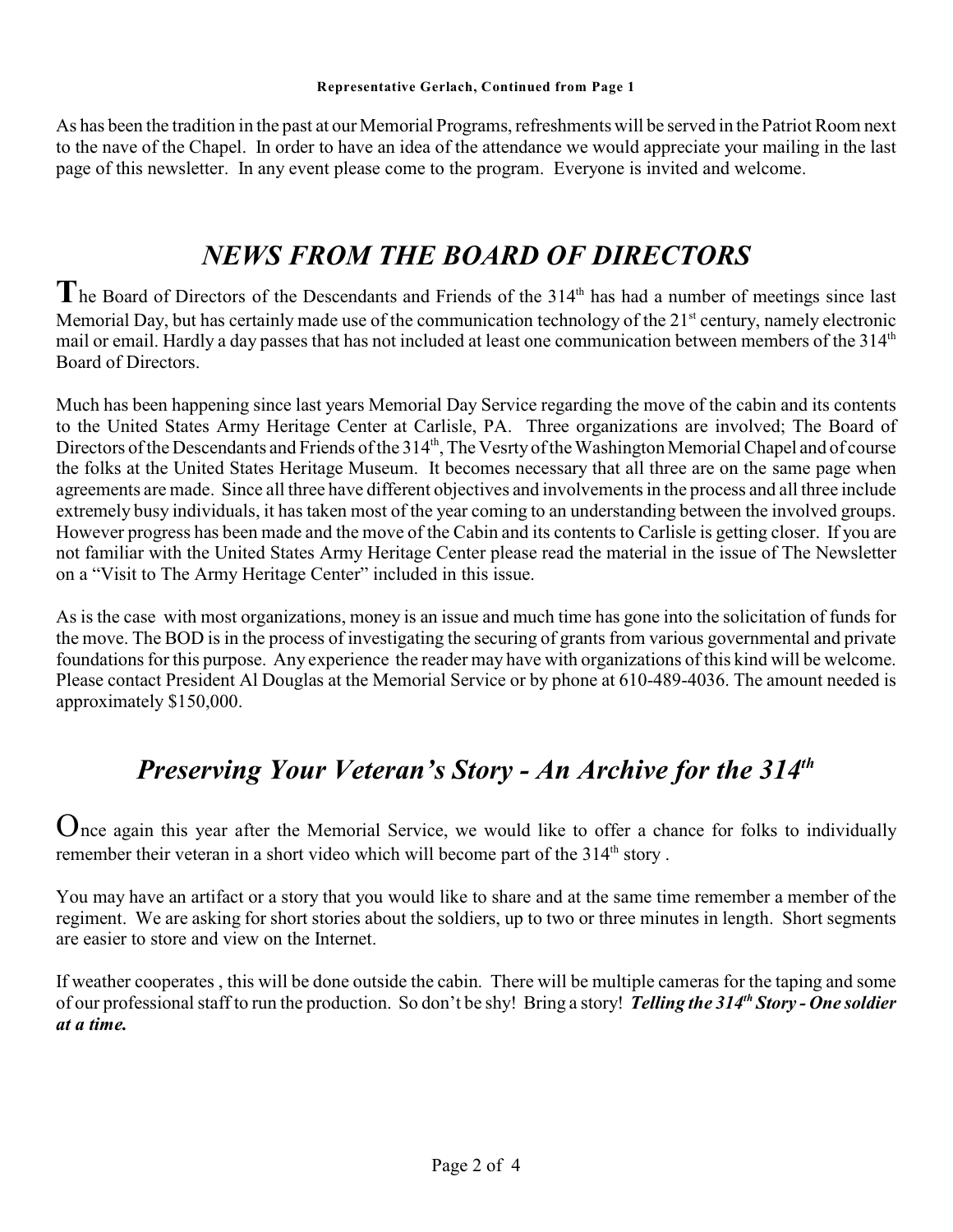**Representative Gerlach, Continued from Page 1**

As has been the tradition in the past at our Memorial Programs, refreshments will be served in the Patriot Room next to the nave of the Chapel. In order to have an idea of the attendance we would appreciate your mailing in the last page of this newsletter. In any event please come to the program. Everyone is invited and welcome.

## *NEWS FROM THE BOARD OF DIRECTORS*

The Board of Directors of the Descendants and Friends of the 314th has had a number of meetings since last Memorial Day, but has certainly made use of the communication technology of the 21st century, namely electronic mail or email. Hardly a day passes that has not included at least one communication between members of the 314th Board of Directors.

Much has been happening since last years Memorial Day Service regarding the move of the cabin and its contents to the United States Army Heritage Center at Carlisle, PA. Three organizations are involved; The Board of Directors of the Descendants and Friends of the 314th, The Vesrty of the Washington Memorial Chapel and of course the folks at the United States Heritage Museum. It becomes necessary that all three are on the same page when agreements are made. Since all three have different objectives and involvements in the process and all three include extremely busy individuals, it has taken most of the year coming to an understanding between the involved groups. However progress has been made and the move of the Cabin and its contents to Carlisle is getting closer. If you are not familiar with the United States Army Heritage Center please read the material in the issue of The Newsletter on a "Visit to The Army Heritage Center" included in this issue.

As is the case with most organizations, money is an issue and much time has gone into the solicitation of funds for the move. The BOD is in the process of investigating the securing of grants from various governmental and private foundations for this purpose. Any experience the reader may have with organizations of this kind will be welcome. Please contact President Al Douglas at the Memorial Service or by phone at 610-489-4036. The amount needed is approximately $150,000.

## *Preserving Your Veteran's Story - An Archive for the 314th*

Once again this year after the Memorial Service, we would like to offer a chance for folks to individually remember their veteran in a short video which will become part of the 314th story .

You may have an artifact or a story that you would like to share and at the same time remember a member of the regiment. We are asking for short stories about the soldiers, up to two or three minutes in length. Short segments are easier to store and view on the Internet.

If weather cooperates , this will be done outside the cabin. There will be multiple cameras for the taping and some of our professional staff to run the production. So don't be shy! Bring a story! ***Telling the 314th Story - One soldier at a time.***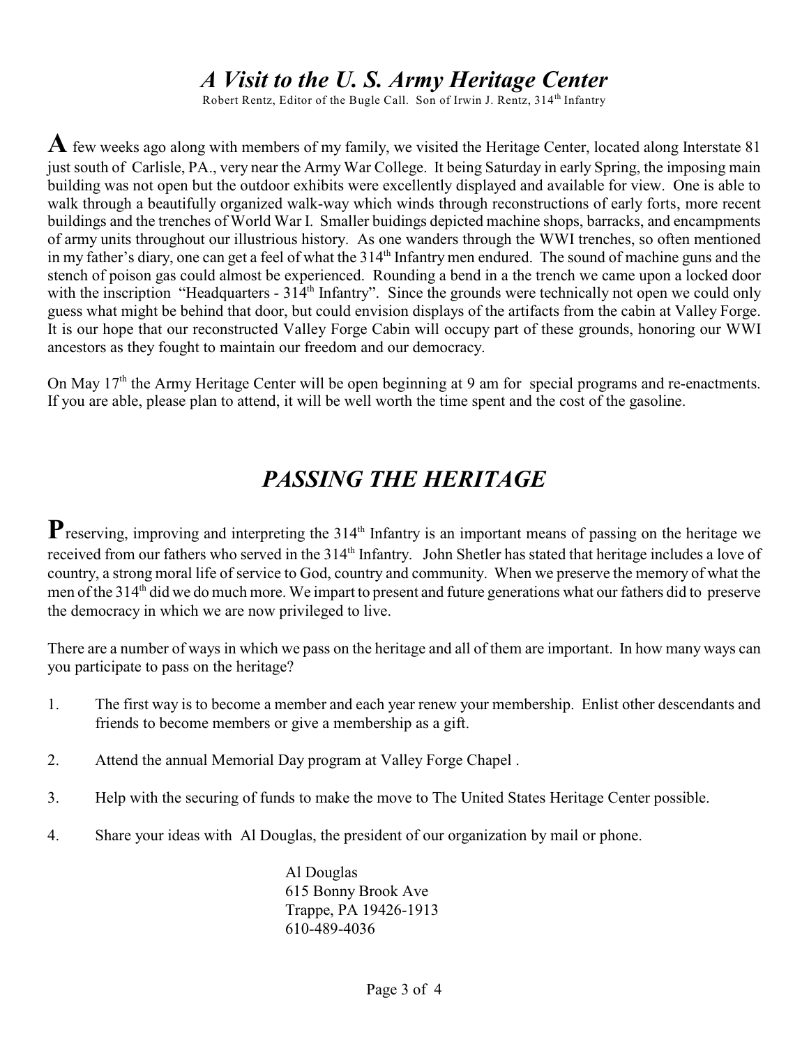# *A Visit to the U. S. Army Heritage Center*

Robert Rentz, Editor of the Bugle Call. Son of Irwin J. Rentz, 314th Infantry

A few weeks ago along with members of my family, we visited the Heritage Center, located along Interstate 81 just south of Carlisle, PA., very near the Army War College. It being Saturday in early Spring, the imposing main building was not open but the outdoor exhibits were excellently displayed and available for view. One is able to walk through a beautifully organized walk-way which winds through reconstructions of early forts, more recent buildings and the trenches of World War I. Smaller buidings depicted machine shops, barracks, and encampments of army units throughout our illustrious history. As one wanders through the WWI trenches, so often mentioned in my father's diary, one can get a feel of what the 314th Infantry men endured. The sound of machine guns and the stench of poison gas could almost be experienced. Rounding a bend in a the trench we came upon a locked door with the inscription "Headquarters - 314th Infantry". Since the grounds were technically not open we could only guess what might be behind that door, but could envision displays of the artifacts from the cabin at Valley Forge. It is our hope that our reconstructed Valley Forge Cabin will occupy part of these grounds, honoring our WWI ancestors as they fought to maintain our freedom and our democracy.

On May 17th the Army Heritage Center will be open beginning at 9 am for special programs and re-enactments. If you are able, please plan to attend, it will be well worth the time spent and the cost of the gasoline.

# *PASSING THE HERITAGE*

Preserving, improving and interpreting the 314th Infantry is an important means of passing on the heritage we received from our fathers who served in the 314th Infantry. John Shetler has stated that heritage includes a love of country, a strong moral life of service to God, country and community. When we preserve the memory of what the men of the 314th did we do much more. We impart to present and future generations what our fathers did to preserve the democracy in which we are now privileged to live.

There are a number of ways in which we pass on the heritage and all of them are important. In how many ways can you participate to pass on the heritage?

1. The first way is to become a member and each year renew your membership. Enlist other descendants and friends to become members or give a membership as a gift.
2. Attend the annual Memorial Day program at Valley Forge Chapel .
3. Help with the securing of funds to make the move to The United States Heritage Center possible.
4. Share your ideas with Al Douglas, the president of our organization by mail or phone.

Al Douglas
615 Bonny Brook Ave
Trappe, PA 19426-1913
610-489-4036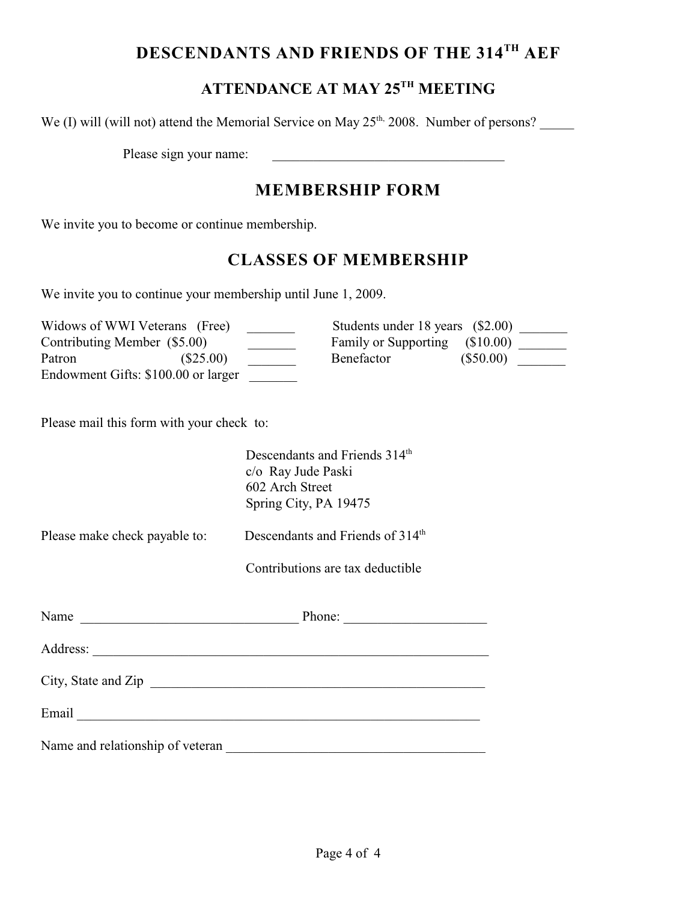# DESCENDANTS AND FRIENDS OF THE 314TH AEF

## ATTENDANCE AT MAY 25TH MEETING

We (I) will (will not) attend the Memorial Service on May 25th, 2008. Number of persons? _____

Please sign your name: ___________________________________

## MEMBERSHIP FORM

We invite you to become or continue membership.

## CLASSES OF MEMBERSHIP

We invite you to continue your membership until June 1, 2009.

| | | | |
|---|---|---|---|
| Widows of WWI Veterans (Free) | _______ | Students under 18 years ($2.00) | _______ |
| Contributing Member ($5.00) | _______ | Family or Supporting ($10.00) | _______ |
| Patron ($25.00) | _______ | Benefactor ($50.00) | _______ |
| Endowment Gifts: $100.00 or larger | _______ | | |

Please mail this form with your check to:

Descendants and Friends 314th
c/o Ray Jude Paski
602 Arch Street
Spring City, PA 19475

Please make check payable to: Descendants and Friends of 314th

Contributions are tax deductible

Name ________________________________ Phone: _____________________

Address: ____________________________________________________________

City, State and Zip ___________________________________________________

Email ______________________________________________________________

Name and relationship of veteran _______________________________________